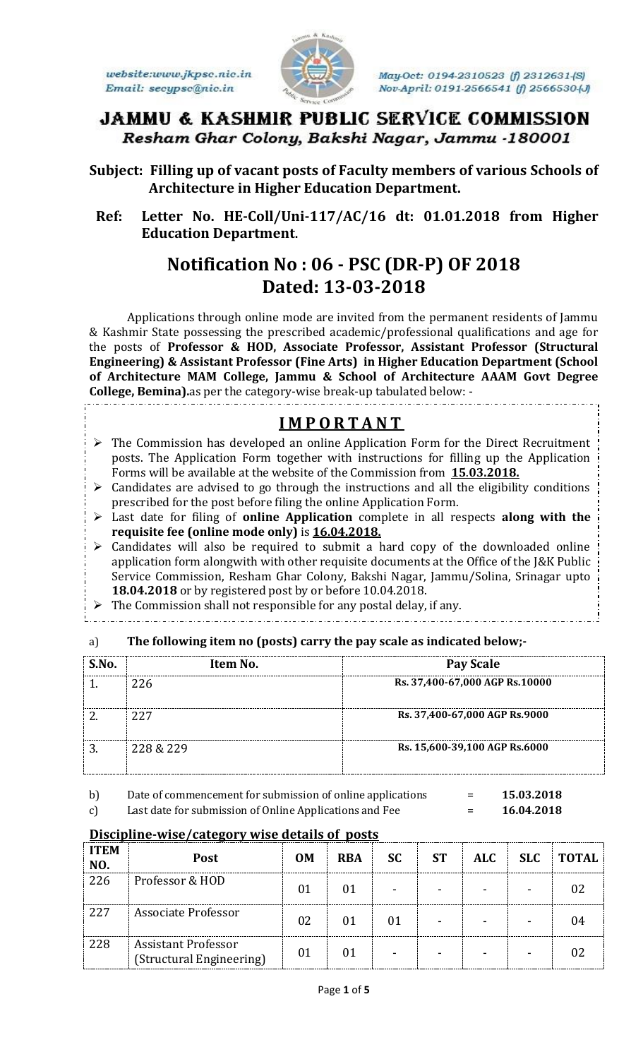website:www.jkpsc.nic.in
Email: secypsc@nic.in

May-Oct: 0194-2310523 (f) 2312631-(S)
Nov-April: 0191-2566541 (f) 2566530-(J)

# JAMMU & KASHMIR PUBLIC SERVICE COMMISSION

*Resham Ghar Colony, Bakshi Nagar, Jammu -180001*

**Subject: Filling up of vacant posts of Faculty members of various Schools of Architecture in Higher Education Department.**

**Ref: Letter No. HE-Coll/Uni-117/AC/16 dt: 01.01.2018 from Higher Education Department.**

## Notification No : 06 - PSC (DR-P) OF 2018
## Dated: 13-03-2018

Applications through online mode are invited from the permanent residents of Jammu & Kashmir State possessing the prescribed academic/professional qualifications and age for the posts of **Professor & HOD, Associate Professor, Assistant Professor (Structural Engineering) & Assistant Professor (Fine Arts) in Higher Education Department (School of Architecture MAM College, Jammu & School of Architecture AAAM Govt Degree College, Bemina).**as per the category-wise break-up tabulated below: -

## I M P O R T A N T

- The Commission has developed an online Application Form for the Direct Recruitment posts. The Application Form together with instructions for filling up the Application Forms will be available at the website of the Commission from **15.03.2018.**
- Candidates are advised to go through the instructions and all the eligibility conditions prescribed for the post before filing the online Application Form.
- Last date for filing of **online Application** complete in all respects **along with the requisite fee (online mode only)** is **16.04.2018.**
- Candidates will also be required to submit a hard copy of the downloaded online application form alongwith with other requisite documents at the Office of the J&K Public Service Commission, Resham Ghar Colony, Bakshi Nagar, Jammu/Solina, Srinagar upto **18.04.2018** or by registered post by or before 10.04.2018.
- The Commission shall not responsible for any postal delay, if any.

a) **The following item no (posts) carry the pay scale as indicated below;-**

| S.No. | Item No. | Pay Scale |
|---|---|---|
| 1. | 226 | **Rs. 37,400-67,000 AGP Rs.10000** |
| 2. | 227 | **Rs. 37,400-67,000 AGP Rs.9000** |
| 3. | 228 & 229 | **Rs. 15,600-39,100 AGP Rs.6000** |

b) Date of commencement for submission of online applications = **15.03.2018**

c) Last date for submission of Online Applications and Fee = **16.04.2018**

**Discipline-wise/category wise details of posts**

| ITEM NO. | Post | OM | RBA | SC | ST | ALC | SLC | TOTAL |
|---|---|---|---|---|---|---|---|---|
| 226 | Professor & HOD | 01 | 01 | - | - | - | - | 02 |
| 227 | Associate Professor | 02 | 01 | 01 | - | - | - | 04 |
| 228 | Assistant Professor (Structural Engineering) | 01 | 01 | - | - | - | - | 02 |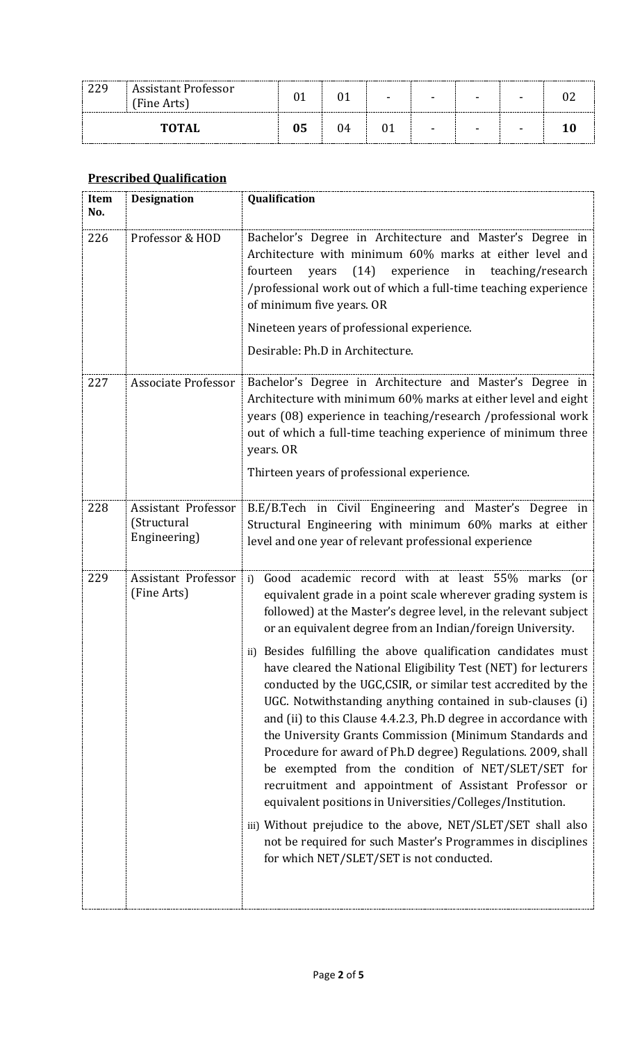| 229 | Assistant Professor (Fine Arts) | 01 | 01 | - | - | - | - | 02 |
|---|---|---|---|---|---|---|---|---|
| **TOTAL** | | **05** | 04 | 01 | - | - | - | **10** |

**Prescribed Qualification**

| Item No. | Designation | Qualification |
|---|---|---|
| 226 | Professor & HOD | Bachelor's Degree in Architecture and Master's Degree in Architecture with minimum 60% marks at either level and fourteen years (14) experience in teaching/research /professional work out of which a full-time teaching experience of minimum five years. OR<br><br>Nineteen years of professional experience.<br><br>Desirable: Ph.D in Architecture. |
| 227 | Associate Professor | Bachelor's Degree in Architecture and Master's Degree in Architecture with minimum 60% marks at either level and eight years (08) experience in teaching/research /professional work out of which a full-time teaching experience of minimum three years. OR<br><br>Thirteen years of professional experience. |
| 228 | Assistant Professor (Structural Engineering) | B.E/B.Tech in Civil Engineering and Master's Degree in Structural Engineering with minimum 60% marks at either level and one year of relevant professional experience |
| 229 | Assistant Professor (Fine Arts) | i) Good academic record with at least 55% marks (or equivalent grade in a point scale wherever grading system is followed) at the Master's degree level, in the relevant subject or an equivalent degree from an Indian/foreign University.<br><br>ii) Besides fulfilling the above qualification candidates must have cleared the National Eligibility Test (NET) for lecturers conducted by the UGC,CSIR, or similar test accredited by the UGC. Notwithstanding anything contained in sub-clauses (i) and (ii) to this Clause 4.4.2.3, Ph.D degree in accordance with the University Grants Commission (Minimum Standards and Procedure for award of Ph.D degree) Regulations. 2009, shall be exempted from the condition of NET/SLET/SET for recruitment and appointment of Assistant Professor or equivalent positions in Universities/Colleges/Institution.<br><br>iii) Without prejudice to the above, NET/SLET/SET shall also not be required for such Master's Programmes in disciplines for which NET/SLET/SET is not conducted. |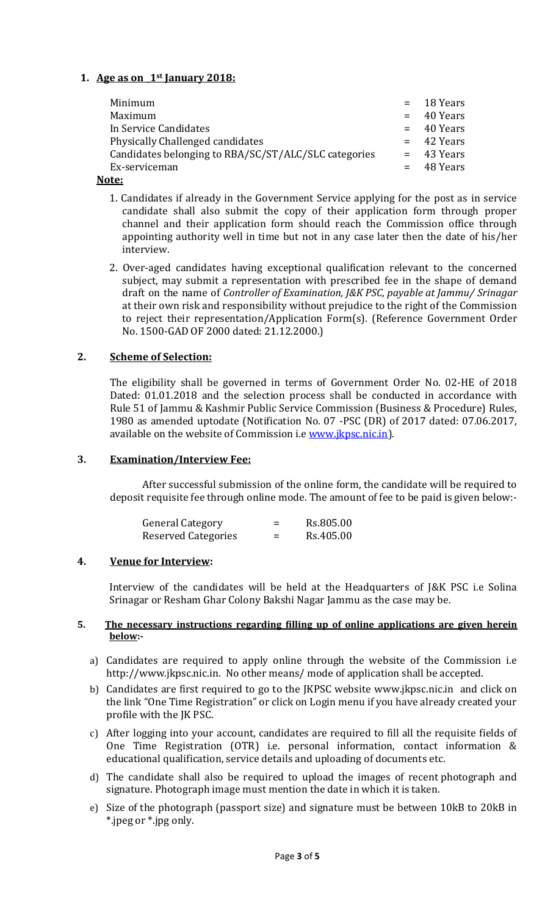**1. Age as on 1st January 2018:**

| | | |
|---|---|---|
| Minimum | = | 18 Years |
| Maximum | = | 40 Years |
| In Service Candidates | = | 40 Years |
| Physically Challenged candidates | = | 42 Years |
| Candidates belonging to RBA/SC/ST/ALC/SLC categories | = | 43 Years |
| Ex-serviceman | = | 48 Years |

**Note:**

1. Candidates if already in the Government Service applying for the post as in service candidate shall also submit the copy of their application form through proper channel and their application form should reach the Commission office through appointing authority well in time but not in any case later then the date of his/her interview.
2. Over-aged candidates having exceptional qualification relevant to the concerned subject, may submit a representation with prescribed fee in the shape of demand draft on the name of *Controller of Examination, J&K PSC, payable at Jammu/ Srinagar* at their own risk and responsibility without prejudice to the right of the Commission to reject their representation/Application Form(s). (Reference Government Order No. 1500-GAD OF 2000 dated: 21.12.2000.)

**2. Scheme of Selection:**

The eligibility shall be governed in terms of Government Order No. 02-HE of 2018 Dated: 01.01.2018 and the selection process shall be conducted in accordance with Rule 51 of Jammu & Kashmir Public Service Commission (Business & Procedure) Rules, 1980 as amended uptodate (Notification No. 07 -PSC (DR) of 2017 dated: 07.06.2017, available on the website of Commission i.e www.jkpsc.nic.in).

**3. Examination/Interview Fee:**

After successful submission of the online form, the candidate will be required to deposit requisite fee through online mode. The amount of fee to be paid is given below:-

| | | |
|---|---|---|
| General Category | = | Rs.805.00 |
| Reserved Categories | = | Rs.405.00 |

**4. Venue for Interview:**

Interview of the candidates will be held at the Headquarters of J&K PSC i.e Solina Srinagar or Resham Ghar Colony Bakshi Nagar Jammu as the case may be.

**5. The necessary instructions regarding filling up of online applications are given herein below:-**

a) Candidates are required to apply online through the website of the Commission i.e http://www.jkpsc.nic.in. No other means/ mode of application shall be accepted.

b) Candidates are first required to go to the JKPSC website www.jkpsc.nic.in and click on the link "One Time Registration" or click on Login menu if you have already created your profile with the JK PSC.

c) After logging into your account, candidates are required to fill all the requisite fields of One Time Registration (OTR) i.e. personal information, contact information & educational qualification, service details and uploading of documents etc.

d) The candidate shall also be required to upload the images of recent photograph and signature. Photograph image must mention the date in which it is taken.

e) Size of the photograph (passport size) and signature must be between 10kB to 20kB in *.jpeg or *.jpg only.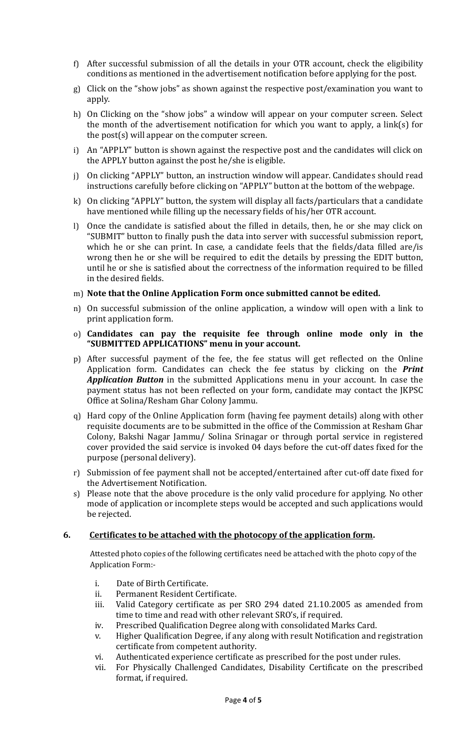f) After successful submission of all the details in your OTR account, check the eligibility conditions as mentioned in the advertisement notification before applying for the post.

g) Click on the "show jobs" as shown against the respective post/examination you want to apply.

h) On Clicking on the "show jobs" a window will appear on your computer screen. Select the month of the advertisement notification for which you want to apply, a link(s) for the post(s) will appear on the computer screen.

i) An "APPLY" button is shown against the respective post and the candidates will click on the APPLY button against the post he/she is eligible.

j) On clicking "APPLY" button, an instruction window will appear. Candidates should read instructions carefully before clicking on "APPLY" button at the bottom of the webpage.

k) On clicking "APPLY" button, the system will display all facts/particulars that a candidate have mentioned while filling up the necessary fields of his/her OTR account.

l) Once the candidate is satisfied about the filled in details, then, he or she may click on "SUBMIT" button to finally push the data into server with successful submission report, which he or she can print. In case, a candidate feels that the fields/data filled are/is wrong then he or she will be required to edit the details by pressing the EDIT button, until he or she is satisfied about the correctness of the information required to be filled in the desired fields.

m) **Note that the Online Application Form once submitted cannot be edited.**

n) On successful submission of the online application, a window will open with a link to print application form.

o) **Candidates can pay the requisite fee through online mode only in the "SUBMITTED APPLICATIONS" menu in your account.**

p) After successful payment of the fee, the fee status will get reflected on the Online Application form. Candidates can check the fee status by clicking on the ***Print Application Button*** in the submitted Applications menu in your account. In case the payment status has not been reflected on your form, candidate may contact the JKPSC Office at Solina/Resham Ghar Colony Jammu.

q) Hard copy of the Online Application form (having fee payment details) along with other requisite documents are to be submitted in the office of the Commission at Resham Ghar Colony, Bakshi Nagar Jammu/ Solina Srinagar or through portal service in registered cover provided the said service is invoked 04 days before the cut-off dates fixed for the purpose (personal delivery).

r) Submission of fee payment shall not be accepted/entertained after cut-off date fixed for the Advertisement Notification.

s) Please note that the above procedure is the only valid procedure for applying. No other mode of application or incomplete steps would be accepted and such applications would be rejected.

**6. Certificates to be attached with the photocopy of the application form.**

Attested photo copies of the following certificates need be attached with the photo copy of the Application Form:-

i. Date of Birth Certificate.
ii. Permanent Resident Certificate.
iii. Valid Category certificate as per SRO 294 dated 21.10.2005 as amended from time to time and read with other relevant SRO's, if required.
iv. Prescribed Qualification Degree along with consolidated Marks Card.
v. Higher Qualification Degree, if any along with result Notification and registration certificate from competent authority.
vi. Authenticated experience certificate as prescribed for the post under rules.
vii. For Physically Challenged Candidates, Disability Certificate on the prescribed format, if required.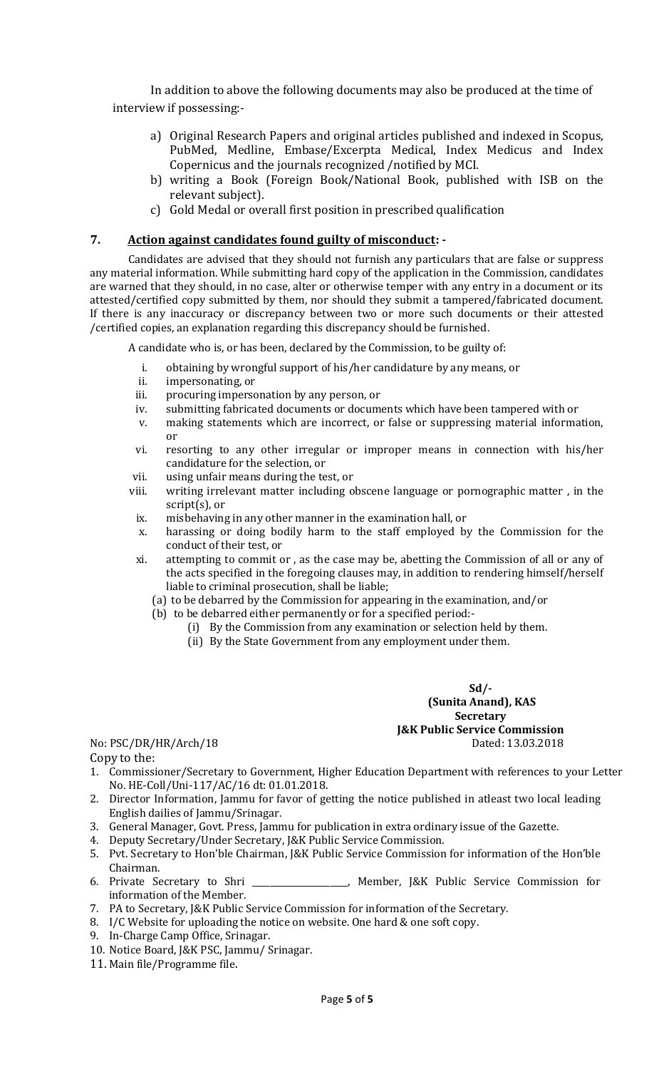In addition to above the following documents may also be produced at the time of interview if possessing:-

a) Original Research Papers and original articles published and indexed in Scopus, PubMed, Medline, Embase/Excerpta Medical, Index Medicus and Index Copernicus and the journals recognized /notified by MCI.
b) writing a Book (Foreign Book/National Book, published with ISB on the relevant subject).
c) Gold Medal or overall first position in prescribed qualification

## 7. Action against candidates found guilty of misconduct: -

Candidates are advised that they should not furnish any particulars that are false or suppress any material information. While submitting hard copy of the application in the Commission, candidates are warned that they should, in no case, alter or otherwise temper with any entry in a document or its attested/certified copy submitted by them, nor should they submit a tampered/fabricated document. If there is any inaccuracy or discrepancy between two or more such documents or their attested /certified copies, an explanation regarding this discrepancy should be furnished.

A candidate who is, or has been, declared by the Commission, to be guilty of:

i. obtaining by wrongful support of his/her candidature by any means, or
ii. impersonating, or
iii. procuring impersonation by any person, or
iv. submitting fabricated documents or documents which have been tampered with or
v. making statements which are incorrect, or false or suppressing material information, or
vi. resorting to any other irregular or improper means in connection with his/her candidature for the selection, or
vii. using unfair means during the test, or
viii. writing irrelevant matter including obscene language or pornographic matter , in the script(s), or
ix. misbehaving in any other manner in the examination hall, or
x. harassing or doing bodily harm to the staff employed by the Commission for the conduct of their test, or
xi. attempting to commit or , as the case may be, abetting the Commission of all or any of the acts specified in the foregoing clauses may, in addition to rendering himself/herself liable to criminal prosecution, shall be liable;
   (a) to be debarred by the Commission for appearing in the examination, and/or
   (b) to be debarred either permanently or for a specified period:-
      (i) By the Commission from any examination or selection held by them.
      (ii) By the State Government from any employment under them.

**Sd/-**
**(Sunita Anand), KAS**
**Secretary**
**J&K Public Service Commission**

No: PSC/DR/HR/Arch/18 Dated: 13.03.2018

Copy to the:

1. Commissioner/Secretary to Government, Higher Education Department with references to your Letter No. HE-Coll/Uni-117/AC/16 dt: 01.01.2018.
2. Director Information, Jammu for favor of getting the notice published in atleast two local leading English dailies of Jammu/Srinagar.
3. General Manager, Govt. Press, Jammu for publication in extra ordinary issue of the Gazette.
4. Deputy Secretary/Under Secretary, J&K Public Service Commission.
5. Pvt. Secretary to Hon'ble Chairman, J&K Public Service Commission for information of the Hon'ble Chairman.
6. Private Secretary to Shri \_\_\_\_\_\_\_\_\_\_\_\_\_\_\_\_\_\_\_\_, Member, J&K Public Service Commission for information of the Member.
7. PA to Secretary, J&K Public Service Commission for information of the Secretary.
8. I/C Website for uploading the notice on website. One hard & one soft copy.
9. In-Charge Camp Office, Srinagar.
10. Notice Board, J&K PSC, Jammu/ Srinagar.
11. Main file/Programme file.